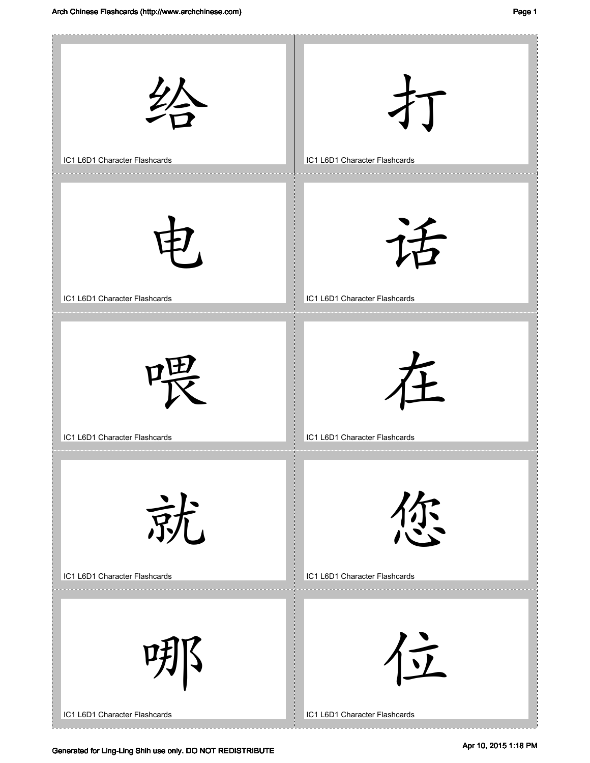给

IC1 L6D1 Character Flashcards

打

IC1 L6D1 Character Flashcards

电

IC1 L6D1 Character Flashcards

话

IC1 L6D1 Character Flashcards

喂

IC1 L6D1 Character Flashcards

在

IC1 L6D1 Character Flashcards

就

IC1 L6D1 Character Flashcards

您

IC1 L6D1 Character Flashcards

哪

IC1 L6D1 Character Flashcards

位

IC1 L6D1 Character Flashcards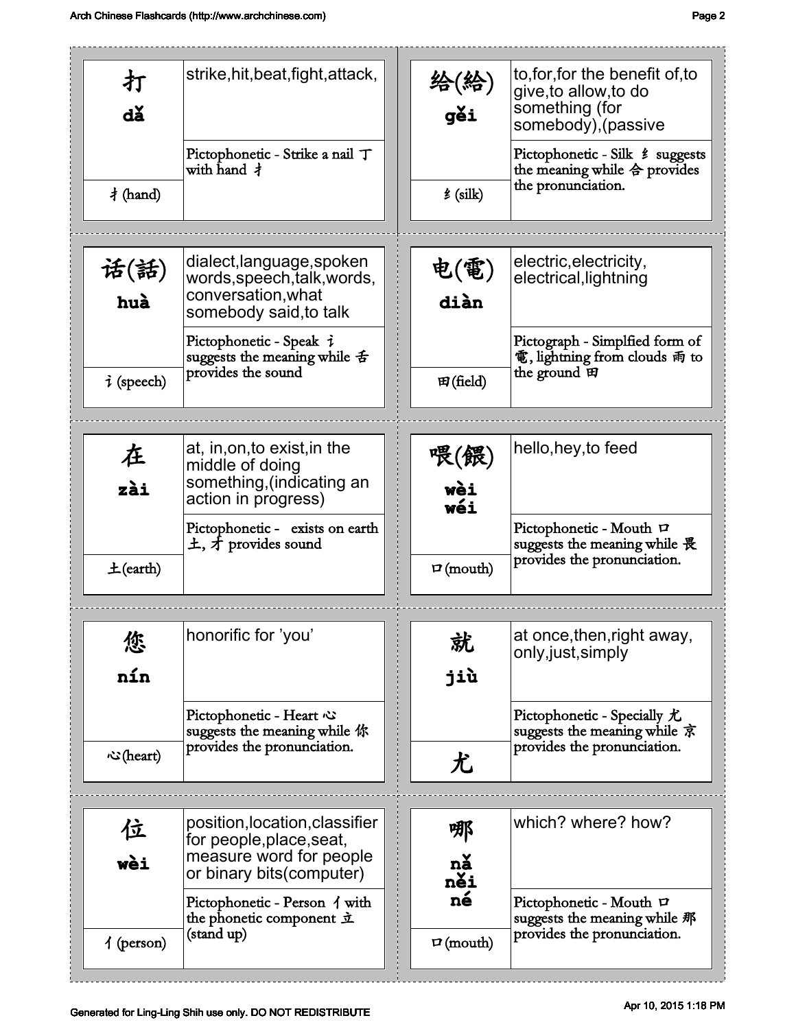| Character | Pinyin | Radical | Meaning | Explanation |
|---|---|---|---|---|
| 打 | dǎ | 扌(hand) | strike,hit,beat,fight,attack, | Pictophonetic - Strike a nail 丁 with hand 扌 |
| 给(給) | gěi | 纟(silk) | to,for,for the benefit of,to give,to allow,to do something (for somebody),(passive | Pictophonetic - Silk 纟 suggests the meaning while 合 provides the pronunciation. |
| 话(話) | huà | 讠(speech) | dialect,language,spoken words,speech,talk,words, conversation,what somebody said,to talk | Pictophonetic - Speak 讠 suggests the meaning while 舌 provides the sound |
| 电(電) | diàn | 田(field) | electric,electricity, electrical,lightning | Pictograph - Simplfied form of 電, lightning from clouds 雨 to the ground 田 |
| 在 | zài | 土(earth) | at, in,on,to exist,in the middle of doing something,(indicating an action in progress) | Pictophonetic - exists on earth 土, 才 provides sound |
| 喂(餵) | wèi wéi | 口(mouth) | hello,hey,to feed | Pictophonetic - Mouth 口 suggests the meaning while 畏 provides the pronunciation. |
| 您 | nín | 心(heart) | honorific for 'you' | Pictophonetic - Heart 心 suggests the meaning while 你 provides the pronunciation. |
| 就 | jiù | 尤 | at once,then,right away, only,just,simply | Pictophonetic - Specially 尤 suggests the meaning while 京 provides the pronunciation. |
| 位 | wèi | 亻(person) | position,location,classifier for people,place,seat, measure word for people or binary bits(computer) | Pictophonetic - Person 亻 with the phonetic component 立 (stand up) |
| 哪 | nǎ něi né | 口(mouth) | which? where? how? | Pictophonetic - Mouth 口 suggests the meaning while 那 provides the pronunciation. |

Generated for Ling-Ling Shih use only. DO NOT REDISTRIBUTE

Apr 10, 2015 1:18 PM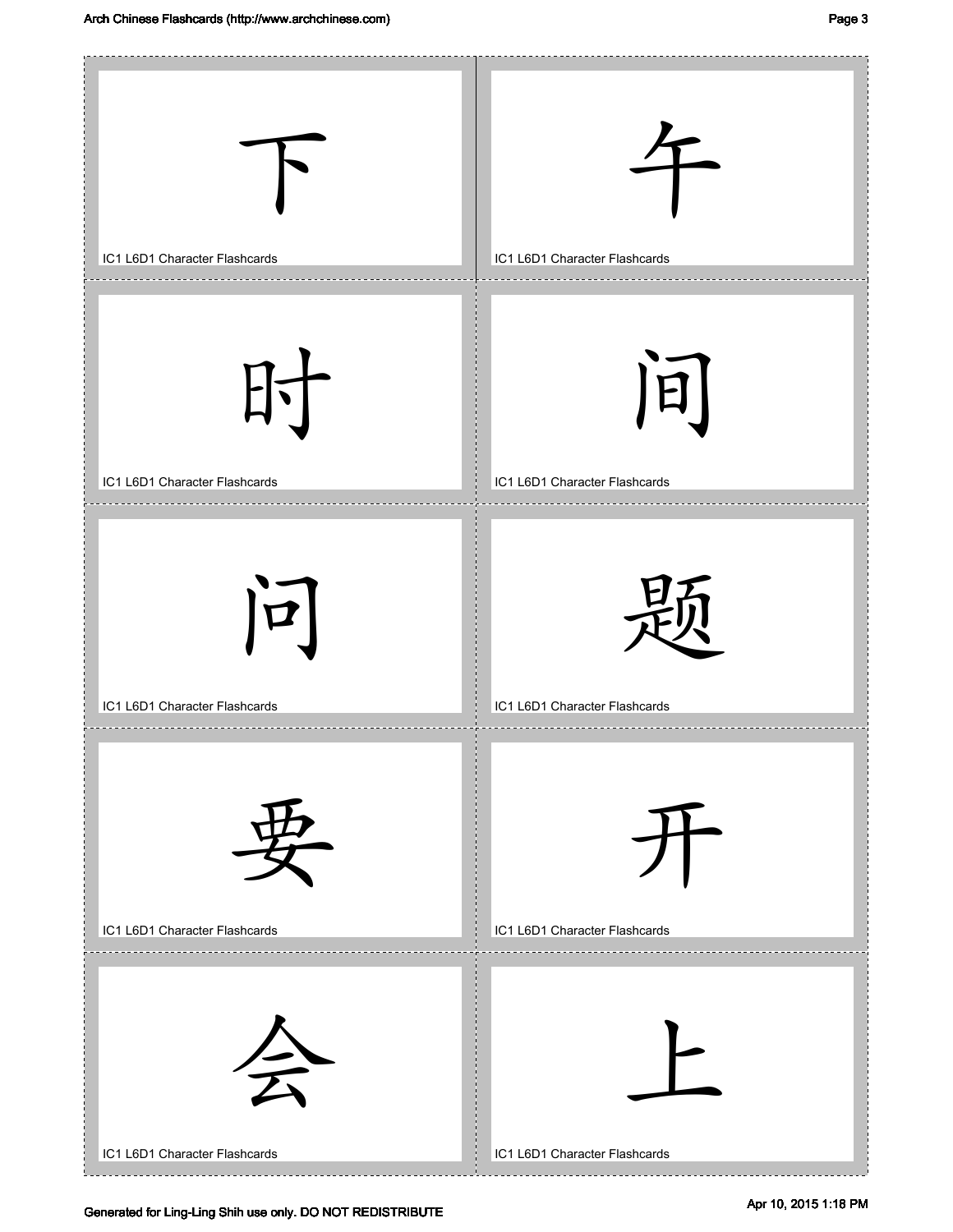| | |
|---|---|
| 下<br>IC1 L6D1 Character Flashcards | 午<br>IC1 L6D1 Character Flashcards |
| 时<br>IC1 L6D1 Character Flashcards | 间<br>IC1 L6D1 Character Flashcards |
| 问<br>IC1 L6D1 Character Flashcards | 题<br>IC1 L6D1 Character Flashcards |
| 要<br>IC1 L6D1 Character Flashcards | 开<br>IC1 L6D1 Character Flashcards |
| 会<br>IC1 L6D1 Character Flashcards | 上<br>IC1 L6D1 Character Flashcards |

Generated for Ling-Ling Shih use only. DO NOT REDISTRIBUTE

Apr 10, 2015 1:18 PM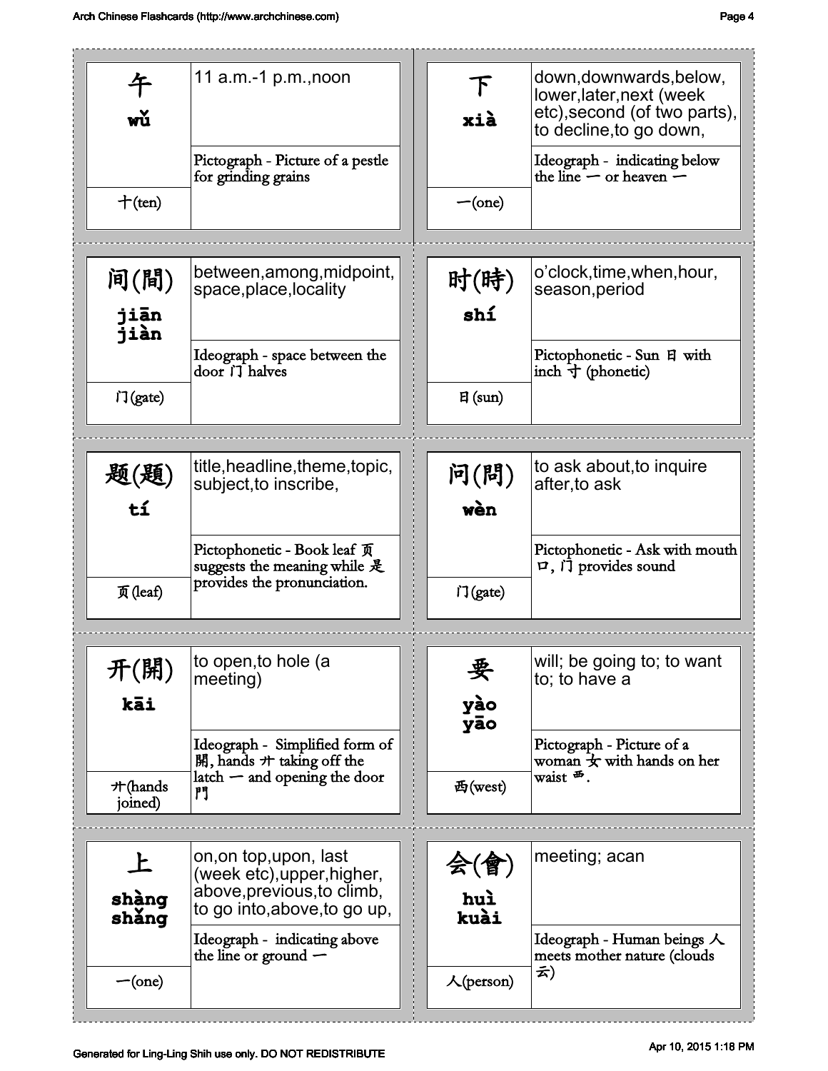| Character | Meaning | Explanation | Radical |
|---|---|---|---|
| 午 **wǔ** | 11 a.m.-1 p.m.,noon | Pictograph - Picture of a pestle for grinding grains | 十(ten) |
| 下 **xià** | down,downwards,below, lower,later,next (week etc),second (of two parts), to decline,to go down, | Ideograph - indicating below the line 一 or heaven 一 | 一(one) |
| 间(間) **jiān jiàn** | between,among,midpoint, space,place,locality | Ideograph - space between the door 门 halves | 门(gate) |
| 时(時) **shí** | o'clock,time,when,hour, season,period | Pictophonetic - Sun 日 with inch 寸 (phonetic) | 日(sun) |
| 题(題) **tí** | title,headline,theme,topic, subject,to inscribe, | Pictophonetic - Book leaf 页 suggests the meaning while 是 provides the pronunciation. | 页(leaf) |
| 问(問) **wèn** | to ask about,to inquire after,to ask | Pictophonetic - Ask with mouth 口, 门 provides sound | 门(gate) |
| 开(開) **kāi** | to open,to hole (a meeting) | Ideograph - Simplified form of 開, hands 廾 taking off the latch 一 and opening the door 門 | 廾(hands joined) |
| 要 **yào yāo** | will; be going to; to want to; to have a | Pictograph - Picture of a woman 女 with hands on her waist 覀. | 覀(west) |
| 上 **shàng shǎng** | on,on top,upon, last (week etc),upper,higher, above,previous,to climb, to go into,above,to go up, | Ideograph - indicating above the line or ground 一 | 一(one) |
| 会(會) **huì kuài** | meeting; acan | Ideograph - Human beings 人 meets mother nature (clouds 云) | 人(person) |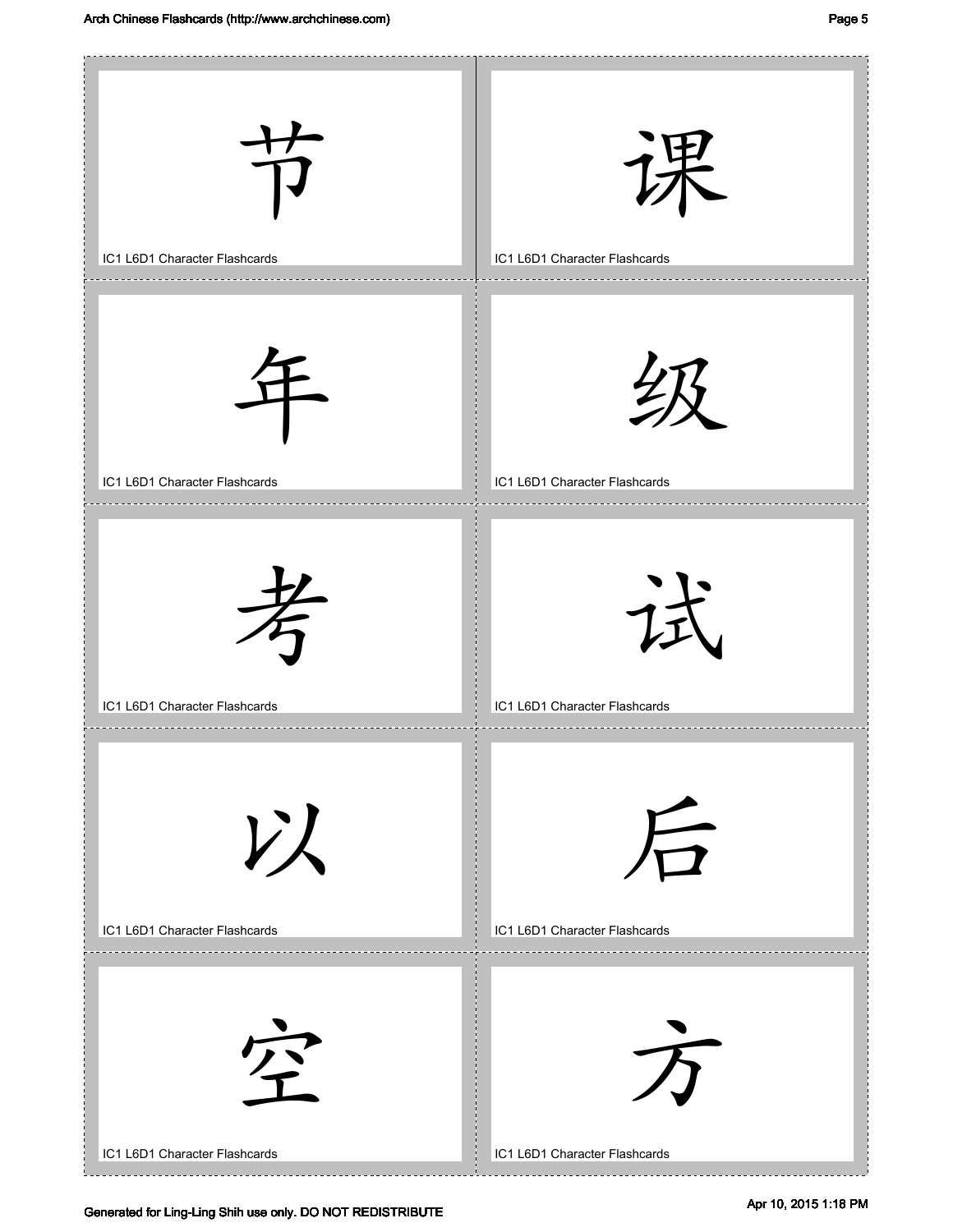| | |
|---|---|
| 节<br>IC1 L6D1 Character Flashcards | 课<br>IC1 L6D1 Character Flashcards |
| 年<br>IC1 L6D1 Character Flashcards | 级<br>IC1 L6D1 Character Flashcards |
| 考<br>IC1 L6D1 Character Flashcards | 试<br>IC1 L6D1 Character Flashcards |
| 以<br>IC1 L6D1 Character Flashcards | 后<br>IC1 L6D1 Character Flashcards |
| 空<br>IC1 L6D1 Character Flashcards | 方<br>IC1 L6D1 Character Flashcards |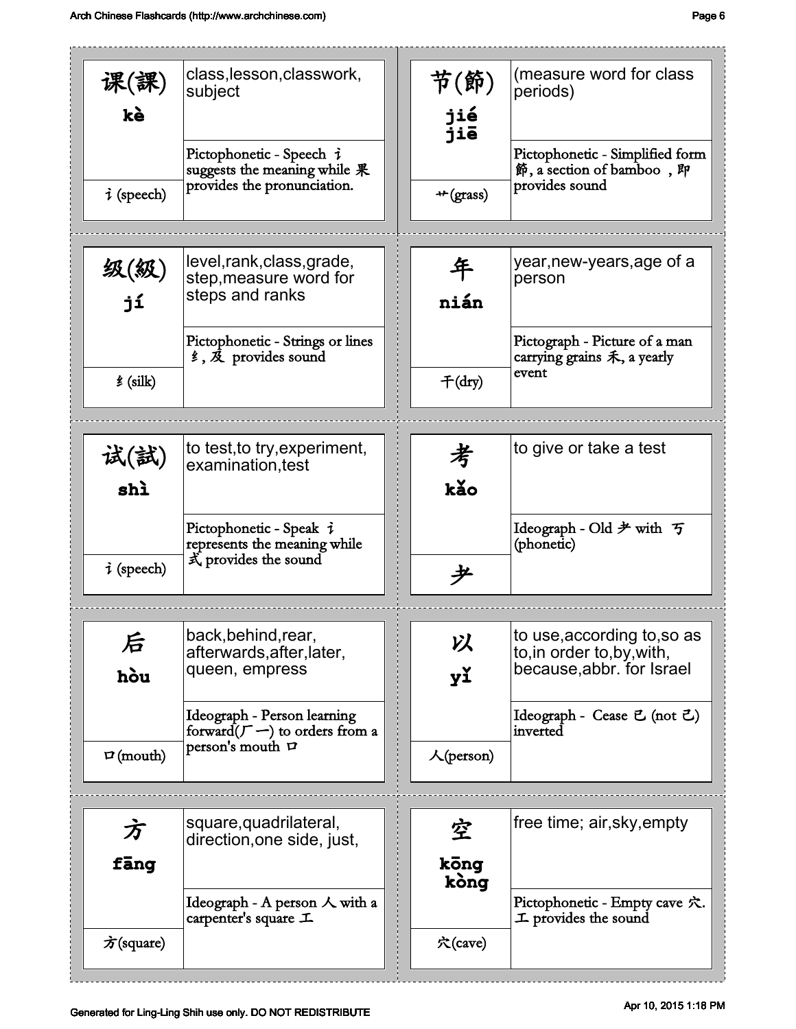| Character | Pinyin | Radical | Meaning | Etymology |
|---|---|---|---|---|
| 课(課) | kè | 讠(speech) | class,lesson,classwork, subject | Pictophonetic - Speech 讠 suggests the meaning while 果 provides the pronunciation. |
| 节(節) | jié jiē | 艹(grass) | (measure word for class periods) | Pictophonetic - Simplified form 節, a section of bamboo ，即 provides sound |
| 级(級) | jí | 纟(silk) | level,rank,class,grade, step,measure word for steps and ranks | Pictophonetic - Strings or lines 纟, 及 provides sound |
| 年 | nián | 干(dry) | year,new-years,age of a person | Pictograph - Picture of a man carrying grains 禾, a yearly event |
| 试(試) | shì | 讠(speech) | to test,to try,experiment, examination,test | Pictophonetic - Speak 讠 represents the meaning while 式 provides the sound |
| 考 | kǎo | 耂 | to give or take a test | Ideograph - Old 耂 with 丂 (phonetic) |
| 后 | hòu | 口(mouth) | back,behind,rear, afterwards,after,later, queen, empress | Ideograph - Person learning forward(⺁一) to orders from a person's mouth 口 |
| 以 | yǐ | 人(person) | to use,according to,so as to,in order to,by,with, because,abbr. for Israel | Ideograph - Cease 已 (not 己) inverted |
| 方 | fāng | 方(square) | square,quadrilateral, direction,one side, just, | Ideograph - A person 人 with a carpenter's square 工 |
| 空 | kōng kòng | 穴(cave) | free time; air,sky,empty | Pictophonetic - Empty cave 穴. 工 provides the sound |

Generated for Ling-Ling Shih use only. DO NOT REDISTRIBUTE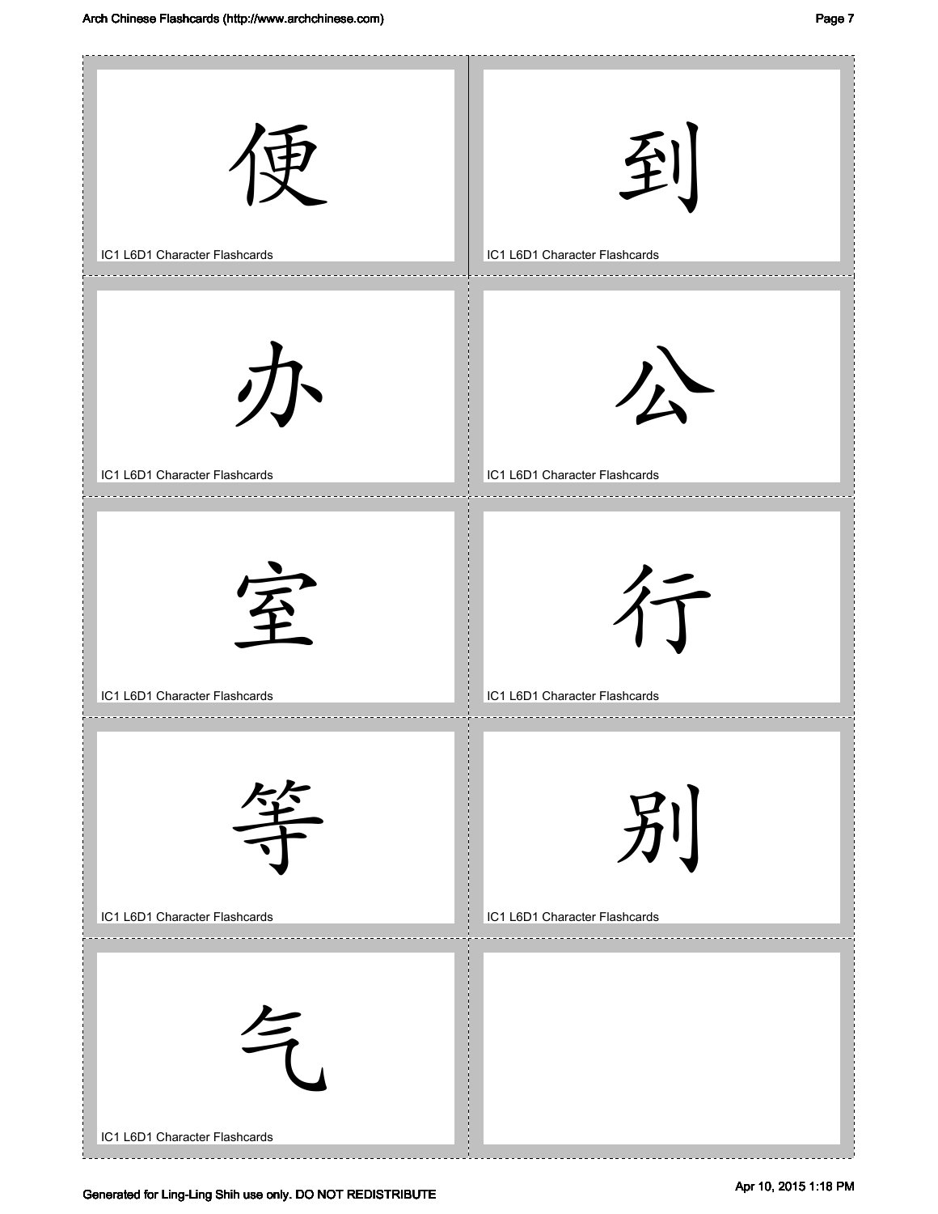便

IC1 L6D1 Character Flashcards

到

IC1 L6D1 Character Flashcards

办

IC1 L6D1 Character Flashcards

公

IC1 L6D1 Character Flashcards

室

IC1 L6D1 Character Flashcards

行

IC1 L6D1 Character Flashcards

等

IC1 L6D1 Character Flashcards

别

IC1 L6D1 Character Flashcards

气

IC1 L6D1 Character Flashcards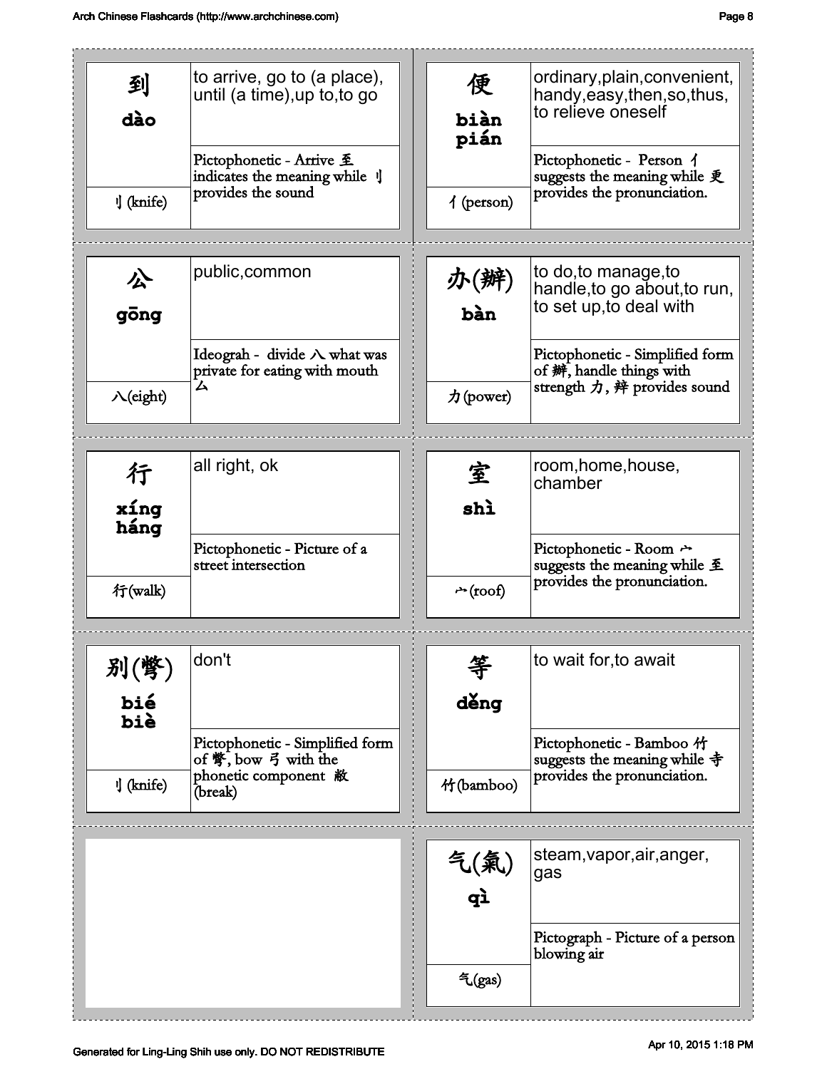| Character | Pinyin | Radical | Meaning | Explanation |
| --- | --- | --- | --- | --- |
| 到 | dào | 刂 (knife) | to arrive, go to (a place), until (a time),up to,to go | Pictophonetic - Arrive 至 indicates the meaning while 刂 provides the sound |
| 便 | biàn<br>pián | 亻 (person) | ordinary,plain,convenient, handy,easy,then,so,thus, to relieve oneself | Pictophonetic - Person 亻 suggests the meaning while 更 provides the pronunciation. |
| 公 | gōng | 八(eight) | public,common | Ideograh - divide 八 what was private for eating with mouth 厶 |
| 办(辦) | bàn | 力(power) | to do,to manage,to handle,to go about,to run, to set up,to deal with | Pictophonetic - Simplified form of 辦, handle things with strength 力, 辡 provides sound |
| 行 | xíng<br>háng | 行(walk) | all right, ok | Pictophonetic - Picture of a street intersection |
| 室 | shì | 宀(roof) | room,home,house, chamber | Pictophonetic - Room 宀 suggests the meaning while 至 provides the pronunciation. |
| 别(彆) | bié<br>biè | 刂 (knife) | don't | Pictophonetic - Simplified form of 彆, bow 弓 with the phonetic component 敝 (break) |
| 等 | děng | 竹(bamboo) | to wait for,to await | Pictophonetic - Bamboo 竹 suggests the meaning while 寺 provides the pronunciation. |
| 气(氣) | qì | 气(gas) | steam,vapor,air,anger, gas | Pictograph - Picture of a person blowing air |

Generated for Ling-Ling Shih use only. DO NOT REDISTRIBUTE

Apr 10, 2015 1:18 PM